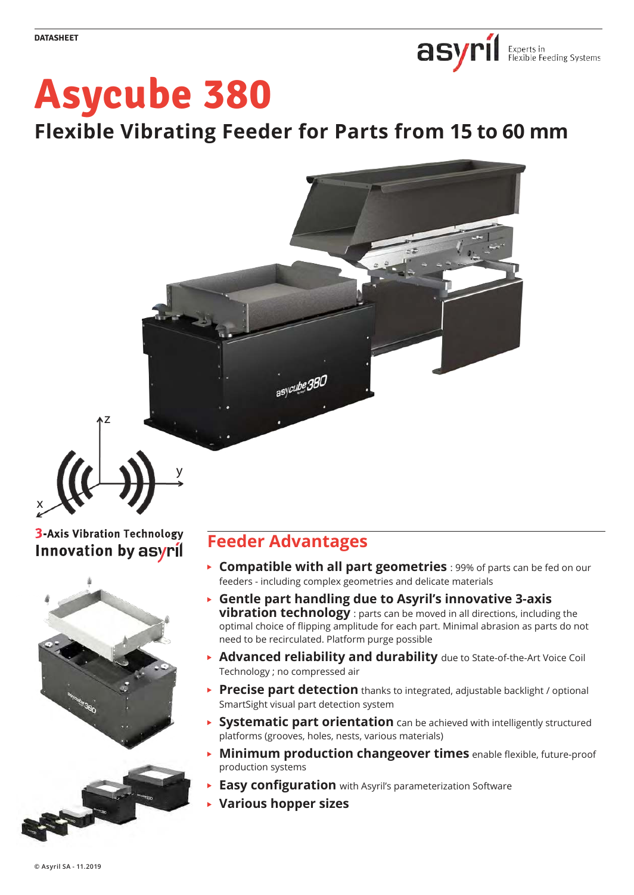DATASHEET

# Asycube 380

## Flexible Vibrating Feeder for Parts from 15 to 60 mm

**3-Axis Vibration Technology**
**Innovation by asyril**

## Feeder Advantages

- **Compatible with all part geometries** : 99% of parts can be fed on our feeders - including complex geometries and delicate materials
- **Gentle part handling due to Asyril's innovative 3-axis vibration technology** : parts can be moved in all directions, including the optimal choice of flipping amplitude for each part. Minimal abrasion as parts do not need to be recirculated. Platform purge possible
- **Advanced reliability and durability** due to State-of-the-Art Voice Coil Technology ; no compressed air
- **Precise part detection** thanks to integrated, adjustable backlight / optional SmartSight visual part detection system
- **Systematic part orientation** can be achieved with intelligently structured platforms (grooves, holes, nests, various materials)
- **Minimum production changeover times** enable flexible, future-proof production systems
- **Easy configuration** with Asyril's parameterization Software
- **Various hopper sizes**

© Asyril SA - 11.2019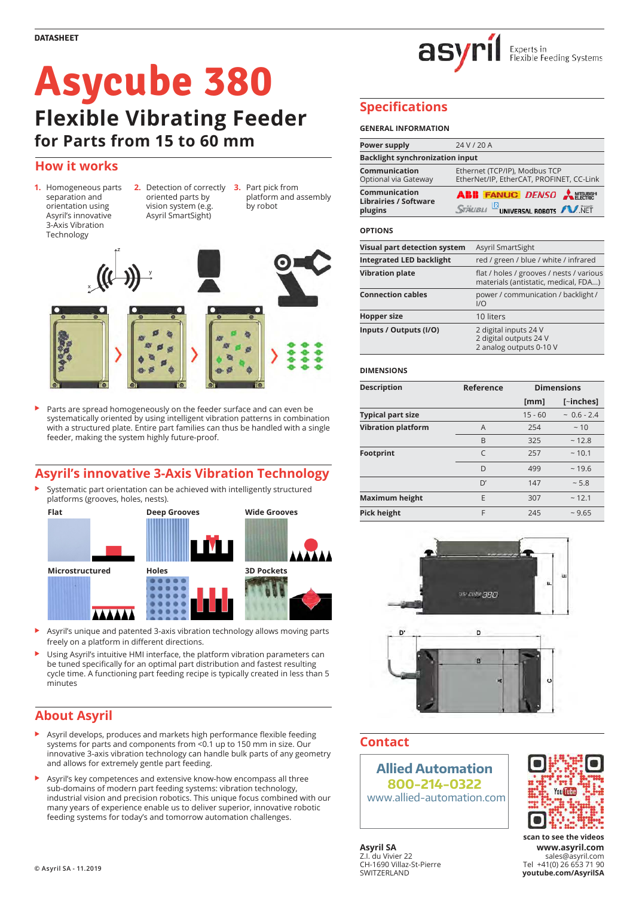DATASHEET

# Asycube 380

## Flexible Vibrating Feeder

### for Parts from 15 to 60 mm

asyril Experts in Flexible Feeding Systems

## How it works

1. Homogeneous parts separation and orientation using Asyril's innovative 3-Axis Vibration Technology
2. Detection of correctly oriented parts by vision system (e.g. Asyril SmartSight)
3. Part pick from platform and assembly by robot

- Parts are spread homogeneously on the feeder surface and can even be systematically oriented by using intelligent vibration patterns in combination with a structured plate. Entire part families can thus be handled with a single feeder, making the system highly future-proof.

## Asyril's innovative 3-Axis Vibration Technology

- Systematic part orientation can be achieved with intelligently structured platforms (grooves, holes, nests).

Flat

Deep Grooves

Wide Grooves

Microstructured

Holes

3D Pockets

- Asyril's unique and patented 3-axis vibration technology allows moving parts freely on a platform in different directions.
- Using Asyril's intuitive HMI interface, the platform vibration parameters can be tuned specifically for an optimal part distribution and fastest resulting cycle time. A functioning part feeding recipe is typically created in less than 5 minutes

## About Asyril

- Asyril develops, produces and markets high performance flexible feeding systems for parts and components from <0.1 up to 150 mm in size. Our innovative 3-axis vibration technology can handle bulk parts of any geometry and allows for extremely gentle part feeding.
- Asyril's key competences and extensive know-how encompass all three sub-domains of modern part feeding systems: vibration technology, industrial vision and precision robotics. This unique focus combined with our many years of experience enable us to deliver superior, innovative robotic feeding systems for today's and tomorrow automation challenges.

## Specifications

**GENERAL INFORMATION**

| | |
|---|---|
| **Power supply** | 24 V / 20 A |
| **Backlight synchronization input** | |
| **Communication** Optional via Gateway | Ethernet (TCP/IP), Modbus TCP EtherNet/IP, EtherCAT, PROFINET, CC-Link |
| **Communication Librairies / Software plugins** | ABB, FANUC, DENSO, MITSUBISHI ELECTRIC, STÄUBLI, UNIVERSAL ROBOTS, .NET |

**OPTIONS**

| | |
|---|---|
| **Visual part detection system** | Asyril SmartSight |
| **Integrated LED backlight** | red / green / blue / white / infrared |
| **Vibration plate** | flat / holes / grooves / nests / various materials (antistatic, medical, FDA...) |
| **Connection cables** | power / communication / backlight / I/O |
| **Hopper size** | 10 liters |
| **Inputs / Outputs (I/O)** | 2 digital inputs 24 V<br>2 digital outputs 24 V<br>2 analog outputs 0-10 V |

**DIMENSIONS**

| Description | Reference | Dimensions [mm] | Dimensions [~inches] |
|---|---|---|---|
| **Typical part size** | | 15 - 60 | ~ 0.6 - 2.4 |
| **Vibration platform** | A | 254 | ~ 10 |
| | B | 325 | ~ 12.8 |
| **Footprint** | C | 257 | ~ 10.1 |
| | D | 499 | ~ 19.6 |
| | D' | 147 | ~ 5.8 |
| **Maximum height** | E | 307 | ~ 12.1 |
| **Pick height** | F | 245 | ~ 9.65 |

## Contact

**Allied Automation**
**800-214-0322**
www.allied-automation.com

scan to see the videos

**Asyril SA**
Z.I. du Vivier 22
CH-1690 Villaz-St-Pierre
SWITZERLAND

**www.asyril.com**
sales@asyril.com
Tel +41(0) 26 653 71 90
**youtube.com/AsyrilSA**

© Asyril SA - 11.2019